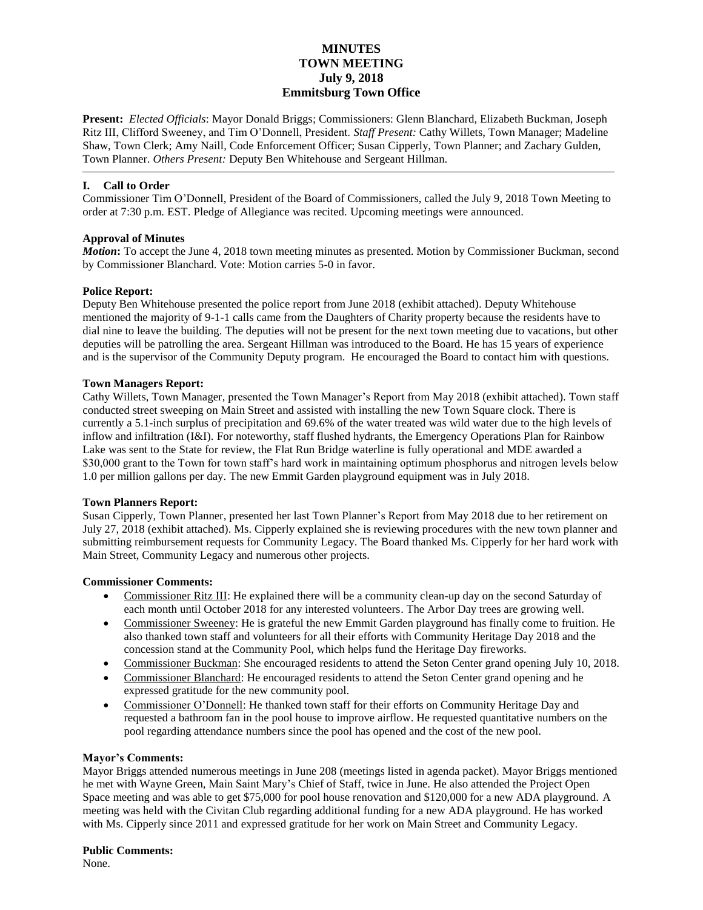# MINUTES
# TOWN MEETING
# July 9, 2018
# Emmitsburg Town Office

**Present:** *Elected Officials*: Mayor Donald Briggs; Commissioners: Glenn Blanchard, Elizabeth Buckman, Joseph Ritz III, Clifford Sweeney, and Tim O'Donnell, President. *Staff Present:* Cathy Willets, Town Manager; Madeline Shaw, Town Clerk; Amy Naill, Code Enforcement Officer; Susan Cipperly, Town Planner; and Zachary Gulden, Town Planner. *Others Present:* Deputy Ben Whitehouse and Sergeant Hillman.

---

## I. Call to Order

Commissioner Tim O'Donnell, President of the Board of Commissioners, called the July 9, 2018 Town Meeting to order at 7:30 p.m. EST. Pledge of Allegiance was recited. Upcoming meetings were announced.

### Approval of Minutes

***Motion*:** To accept the June 4, 2018 town meeting minutes as presented. Motion by Commissioner Buckman, second by Commissioner Blanchard. Vote: Motion carries 5-0 in favor.

### Police Report:

Deputy Ben Whitehouse presented the police report from June 2018 (exhibit attached). Deputy Whitehouse mentioned the majority of 9-1-1 calls came from the Daughters of Charity property because the residents have to dial nine to leave the building. The deputies will not be present for the next town meeting due to vacations, but other deputies will be patrolling the area. Sergeant Hillman was introduced to the Board. He has 15 years of experience and is the supervisor of the Community Deputy program. He encouraged the Board to contact him with questions.

### Town Managers Report:

Cathy Willets, Town Manager, presented the Town Manager's Report from May 2018 (exhibit attached). Town staff conducted street sweeping on Main Street and assisted with installing the new Town Square clock. There is currently a 5.1-inch surplus of precipitation and 69.6% of the water treated was wild water due to the high levels of inflow and infiltration (I&I). For noteworthy, staff flushed hydrants, the Emergency Operations Plan for Rainbow Lake was sent to the State for review, the Flat Run Bridge waterline is fully operational and MDE awarded a $30,000 grant to the Town for town staff's hard work in maintaining optimum phosphorus and nitrogen levels below 1.0 per million gallons per day. The new Emmit Garden playground equipment was in July 2018.

### Town Planners Report:

Susan Cipperly, Town Planner, presented her last Town Planner's Report from May 2018 due to her retirement on July 27, 2018 (exhibit attached). Ms. Cipperly explained she is reviewing procedures with the new town planner and submitting reimbursement requests for Community Legacy. The Board thanked Ms. Cipperly for her hard work with Main Street, Community Legacy and numerous other projects.

### Commissioner Comments:

- Commissioner Ritz III: He explained there will be a community clean-up day on the second Saturday of each month until October 2018 for any interested volunteers. The Arbor Day trees are growing well.
- Commissioner Sweeney: He is grateful the new Emmit Garden playground has finally come to fruition. He also thanked town staff and volunteers for all their efforts with Community Heritage Day 2018 and the concession stand at the Community Pool, which helps fund the Heritage Day fireworks.
- Commissioner Buckman: She encouraged residents to attend the Seton Center grand opening July 10, 2018.
- Commissioner Blanchard: He encouraged residents to attend the Seton Center grand opening and he expressed gratitude for the new community pool.
- Commissioner O'Donnell: He thanked town staff for their efforts on Community Heritage Day and requested a bathroom fan in the pool house to improve airflow. He requested quantitative numbers on the pool regarding attendance numbers since the pool has opened and the cost of the new pool.

### Mayor's Comments:

Mayor Briggs attended numerous meetings in June 208 (meetings listed in agenda packet). Mayor Briggs mentioned he met with Wayne Green, Main Saint Mary's Chief of Staff, twice in June. He also attended the Project Open Space meeting and was able to get $75,000 for pool house renovation and $120,000 for a new ADA playground. A meeting was held with the Civitan Club regarding additional funding for a new ADA playground. He has worked with Ms. Cipperly since 2011 and expressed gratitude for her work on Main Street and Community Legacy.

### Public Comments:

None.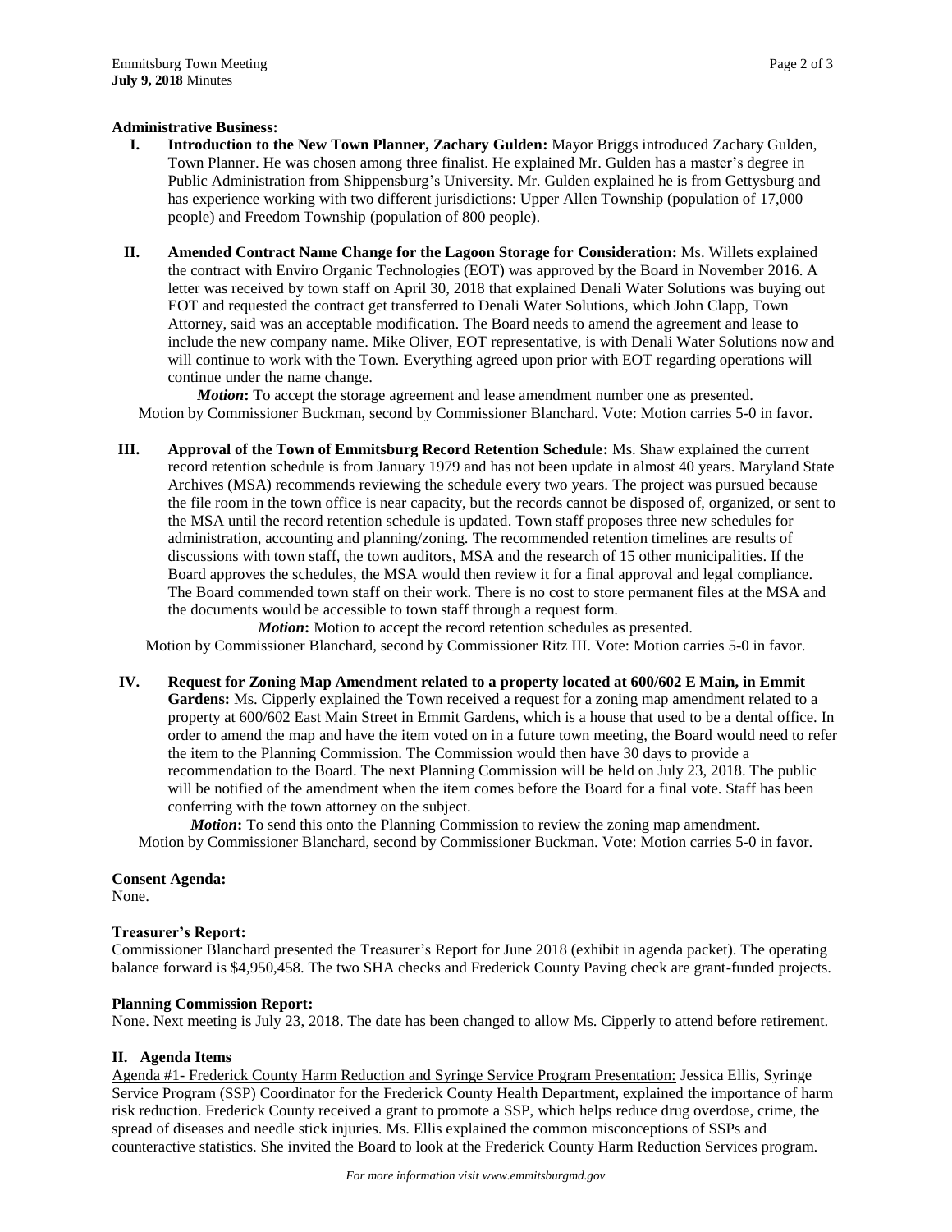### Administrative Business:

I. **Introduction to the New Town Planner, Zachary Gulden:** Mayor Briggs introduced Zachary Gulden, Town Planner. He was chosen among three finalist. He explained Mr. Gulden has a master's degree in Public Administration from Shippensburg's University. Mr. Gulden explained he is from Gettysburg and has experience working with two different jurisdictions: Upper Allen Township (population of 17,000 people) and Freedom Township (population of 800 people).

II. **Amended Contract Name Change for the Lagoon Storage for Consideration:** Ms. Willets explained the contract with Enviro Organic Technologies (EOT) was approved by the Board in November 2016. A letter was received by town staff on April 30, 2018 that explained Denali Water Solutions was buying out EOT and requested the contract get transferred to Denali Water Solutions, which John Clapp, Town Attorney, said was an acceptable modification. The Board needs to amend the agreement and lease to include the new company name. Mike Oliver, EOT representative, is with Denali Water Solutions now and will continue to work with the Town. Everything agreed upon prior with EOT regarding operations will continue under the name change.

***Motion*:** To accept the storage agreement and lease amendment number one as presented.
Motion by Commissioner Buckman, second by Commissioner Blanchard. Vote: Motion carries 5-0 in favor.

III. **Approval of the Town of Emmitsburg Record Retention Schedule:** Ms. Shaw explained the current record retention schedule is from January 1979 and has not been update in almost 40 years. Maryland State Archives (MSA) recommends reviewing the schedule every two years. The project was pursued because the file room in the town office is near capacity, but the records cannot be disposed of, organized, or sent to the MSA until the record retention schedule is updated. Town staff proposes three new schedules for administration, accounting and planning/zoning. The recommended retention timelines are results of discussions with town staff, the town auditors, MSA and the research of 15 other municipalities. If the Board approves the schedules, the MSA would then review it for a final approval and legal compliance. The Board commended town staff on their work. There is no cost to store permanent files at the MSA and the documents would be accessible to town staff through a request form.

***Motion*:** Motion to accept the record retention schedules as presented.
Motion by Commissioner Blanchard, second by Commissioner Ritz III. Vote: Motion carries 5-0 in favor.

IV. **Request for Zoning Map Amendment related to a property located at 600/602 E Main, in Emmit Gardens:** Ms. Cipperly explained the Town received a request for a zoning map amendment related to a property at 600/602 East Main Street in Emmit Gardens, which is a house that used to be a dental office. In order to amend the map and have the item voted on in a future town meeting, the Board would need to refer the item to the Planning Commission. The Commission would then have 30 days to provide a recommendation to the Board. The next Planning Commission will be held on July 23, 2018. The public will be notified of the amendment when the item comes before the Board for a final vote. Staff has been conferring with the town attorney on the subject.

***Motion*:** To send this onto the Planning Commission to review the zoning map amendment.
Motion by Commissioner Blanchard, second by Commissioner Buckman. Vote: Motion carries 5-0 in favor.

### Consent Agenda:

None.

### Treasurer's Report:

Commissioner Blanchard presented the Treasurer's Report for June 2018 (exhibit in agenda packet). The operating balance forward is $4,950,458. The two SHA checks and Frederick County Paving check are grant-funded projects.

### Planning Commission Report:

None. Next meeting is July 23, 2018. The date has been changed to allow Ms. Cipperly to attend before retirement.

### II. Agenda Items

Agenda #1- Frederick County Harm Reduction and Syringe Service Program Presentation: Jessica Ellis, Syringe Service Program (SSP) Coordinator for the Frederick County Health Department, explained the importance of harm risk reduction. Frederick County received a grant to promote a SSP, which helps reduce drug overdose, crime, the spread of diseases and needle stick injuries. Ms. Ellis explained the common misconceptions of SSPs and counteractive statistics. She invited the Board to look at the Frederick County Harm Reduction Services program.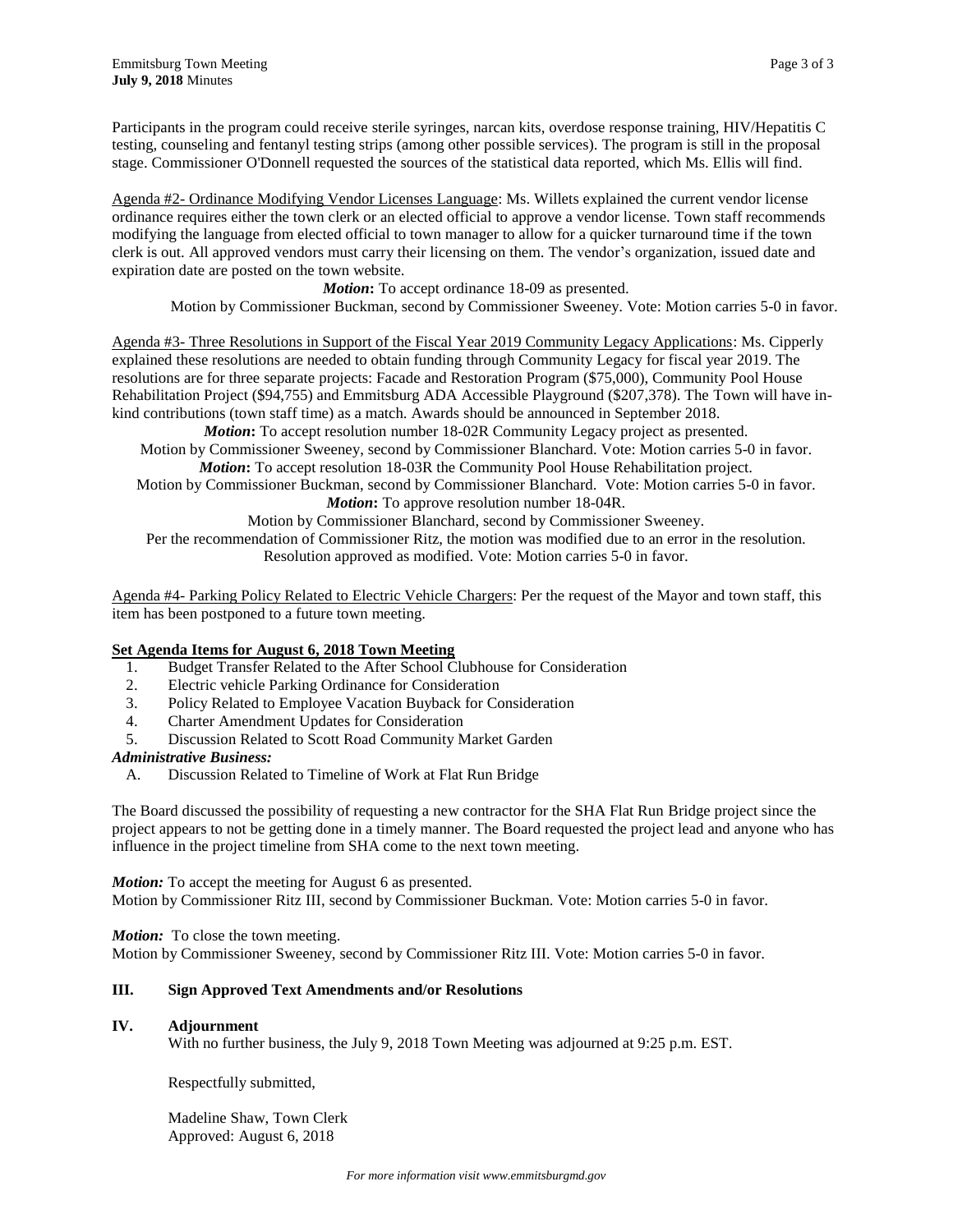Participants in the program could receive sterile syringes, narcan kits, overdose response training, HIV/Hepatitis C testing, counseling and fentanyl testing strips (among other possible services). The program is still in the proposal stage. Commissioner O'Donnell requested the sources of the statistical data reported, which Ms. Ellis will find.

Agenda #2- Ordinance Modifying Vendor Licenses Language: Ms. Willets explained the current vendor license ordinance requires either the town clerk or an elected official to approve a vendor license. Town staff recommends modifying the language from elected official to town manager to allow for a quicker turnaround time if the town clerk is out. All approved vendors must carry their licensing on them. The vendor's organization, issued date and expiration date are posted on the town website.

***Motion*:** To accept ordinance 18-09 as presented.

Motion by Commissioner Buckman, second by Commissioner Sweeney. Vote: Motion carries 5-0 in favor.

Agenda #3- Three Resolutions in Support of the Fiscal Year 2019 Community Legacy Applications: Ms. Cipperly explained these resolutions are needed to obtain funding through Community Legacy for fiscal year 2019. The resolutions are for three separate projects: Facade and Restoration Program ($75,000), Community Pool House Rehabilitation Project ($94,755) and Emmitsburg ADA Accessible Playground ($207,378). The Town will have in-kind contributions (town staff time) as a match. Awards should be announced in September 2018.

***Motion*:** To accept resolution number 18-02R Community Legacy project as presented.

Motion by Commissioner Sweeney, second by Commissioner Blanchard. Vote: Motion carries 5-0 in favor.

***Motion*:** To accept resolution 18-03R the Community Pool House Rehabilitation project.

Motion by Commissioner Buckman, second by Commissioner Blanchard. Vote: Motion carries 5-0 in favor.

***Motion*:** To approve resolution number 18-04R.

Motion by Commissioner Blanchard, second by Commissioner Sweeney.

Per the recommendation of Commissioner Ritz, the motion was modified due to an error in the resolution. Resolution approved as modified. Vote: Motion carries 5-0 in favor.

Agenda #4- Parking Policy Related to Electric Vehicle Chargers: Per the request of the Mayor and town staff, this item has been postponed to a future town meeting.

**Set Agenda Items for August 6, 2018 Town Meeting**

1. Budget Transfer Related to the After School Clubhouse for Consideration
2. Electric vehicle Parking Ordinance for Consideration
3. Policy Related to Employee Vacation Buyback for Consideration
4. Charter Amendment Updates for Consideration
5. Discussion Related to Scott Road Community Market Garden

***Administrative Business:***

A. Discussion Related to Timeline of Work at Flat Run Bridge

The Board discussed the possibility of requesting a new contractor for the SHA Flat Run Bridge project since the project appears to not be getting done in a timely manner. The Board requested the project lead and anyone who has influence in the project timeline from SHA come to the next town meeting.

***Motion:*** To accept the meeting for August 6 as presented.
Motion by Commissioner Ritz III, second by Commissioner Buckman. Vote: Motion carries 5-0 in favor.

***Motion:*** To close the town meeting.
Motion by Commissioner Sweeney, second by Commissioner Ritz III. Vote: Motion carries 5-0 in favor.

## III. Sign Approved Text Amendments and/or Resolutions

## IV. Adjournment

With no further business, the July 9, 2018 Town Meeting was adjourned at 9:25 p.m. EST.

Respectfully submitted,

Madeline Shaw, Town Clerk
Approved: August 6, 2018

*For more information visit www.emmitsburgmd.gov*